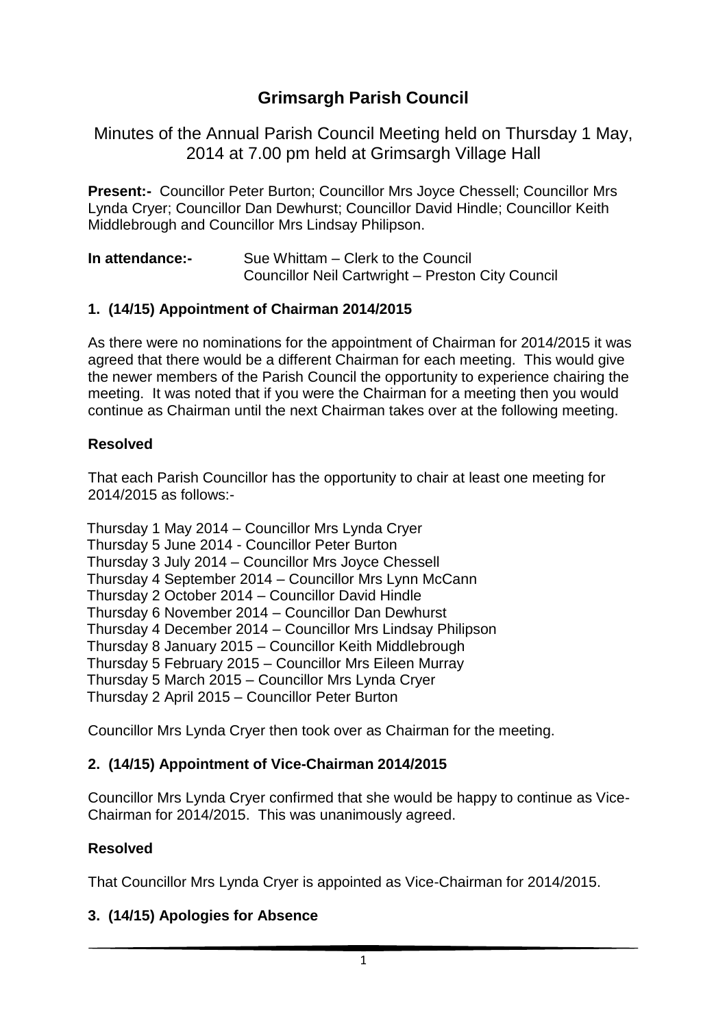# Grimsargh Parish Council

## Minutes of the Annual Parish Council Meeting held on Thursday 1 May, 2014 at 7.00 pm held at Grimsargh Village Hall

**Present:-** Councillor Peter Burton; Councillor Mrs Joyce Chessell; Councillor Mrs Lynda Cryer; Councillor Dan Dewhurst; Councillor David Hindle; Councillor Keith Middlebrough and Councillor Mrs Lindsay Philipson.

**In attendance:-** Sue Whittam – Clerk to the Council
Councillor Neil Cartwright – Preston City Council

### 1. (14/15) Appointment of Chairman 2014/2015

As there were no nominations for the appointment of Chairman for 2014/2015 it was agreed that there would be a different Chairman for each meeting. This would give the newer members of the Parish Council the opportunity to experience chairing the meeting. It was noted that if you were the Chairman for a meeting then you would continue as Chairman until the next Chairman takes over at the following meeting.

**Resolved**

That each Parish Councillor has the opportunity to chair at least one meeting for 2014/2015 as follows:-

Thursday 1 May 2014 – Councillor Mrs Lynda Cryer
Thursday 5 June 2014 - Councillor Peter Burton
Thursday 3 July 2014 – Councillor Mrs Joyce Chessell
Thursday 4 September 2014 – Councillor Mrs Lynn McCann
Thursday 2 October 2014 – Councillor David Hindle
Thursday 6 November 2014 – Councillor Dan Dewhurst
Thursday 4 December 2014 – Councillor Mrs Lindsay Philipson
Thursday 8 January 2015 – Councillor Keith Middlebrough
Thursday 5 February 2015 – Councillor Mrs Eileen Murray
Thursday 5 March 2015 – Councillor Mrs Lynda Cryer
Thursday 2 April 2015 – Councillor Peter Burton

Councillor Mrs Lynda Cryer then took over as Chairman for the meeting.

### 2. (14/15) Appointment of Vice-Chairman 2014/2015

Councillor Mrs Lynda Cryer confirmed that she would be happy to continue as Vice-Chairman for 2014/2015. This was unanimously agreed.

**Resolved**

That Councillor Mrs Lynda Cryer is appointed as Vice-Chairman for 2014/2015.

### 3. (14/15) Apologies for Absence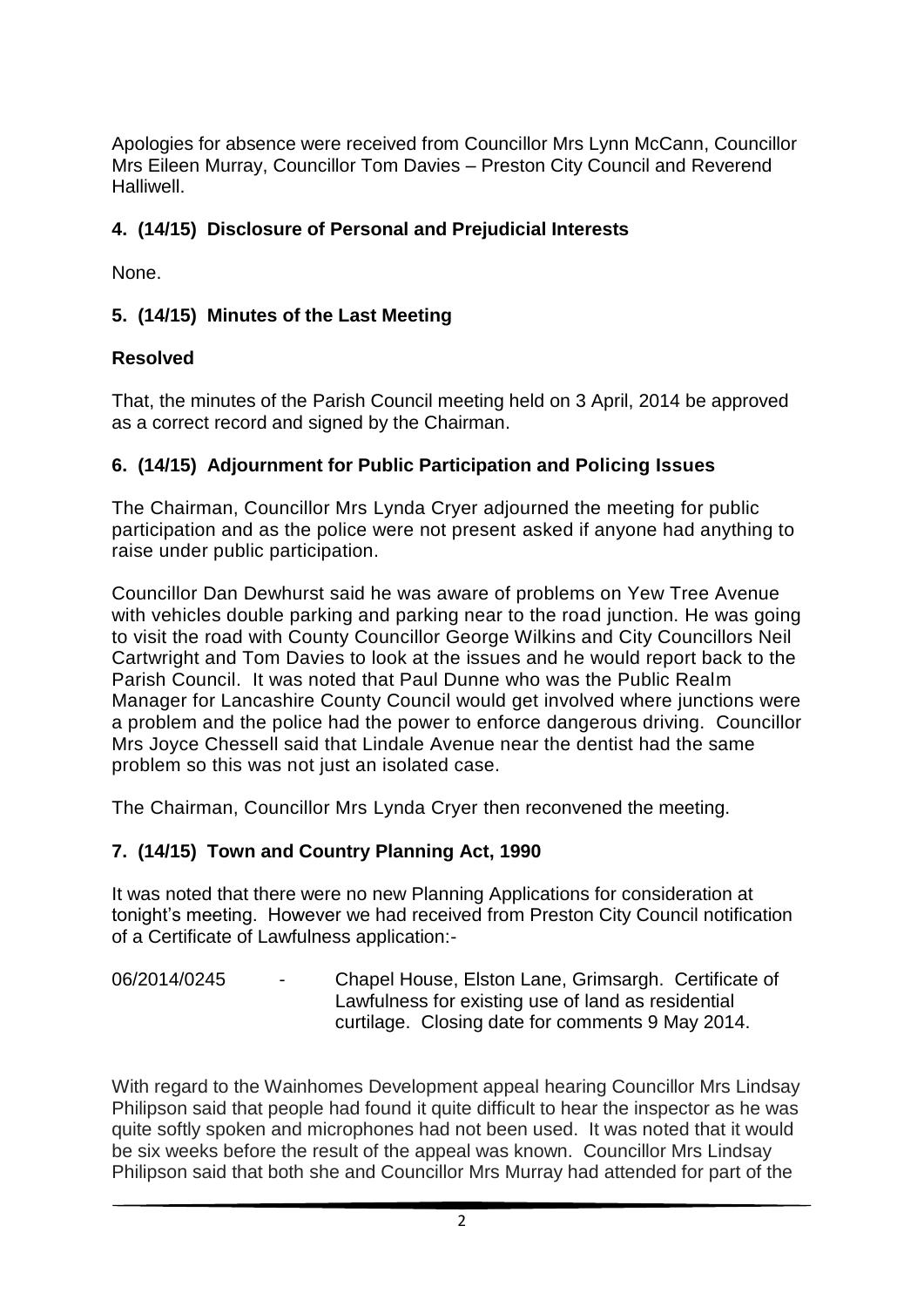Apologies for absence were received from Councillor Mrs Lynn McCann, Councillor Mrs Eileen Murray, Councillor Tom Davies – Preston City Council and Reverend Halliwell.

## 4. (14/15) Disclosure of Personal and Prejudicial Interests

None.

## 5. (14/15) Minutes of the Last Meeting

**Resolved**

That, the minutes of the Parish Council meeting held on 3 April, 2014 be approved as a correct record and signed by the Chairman.

## 6. (14/15) Adjournment for Public Participation and Policing Issues

The Chairman, Councillor Mrs Lynda Cryer adjourned the meeting for public participation and as the police were not present asked if anyone had anything to raise under public participation.

Councillor Dan Dewhurst said he was aware of problems on Yew Tree Avenue with vehicles double parking and parking near to the road junction. He was going to visit the road with County Councillor George Wilkins and City Councillors Neil Cartwright and Tom Davies to look at the issues and he would report back to the Parish Council. It was noted that Paul Dunne who was the Public Realm Manager for Lancashire County Council would get involved where junctions were a problem and the police had the power to enforce dangerous driving. Councillor Mrs Joyce Chessell said that Lindale Avenue near the dentist had the same problem so this was not just an isolated case.

The Chairman, Councillor Mrs Lynda Cryer then reconvened the meeting.

## 7. (14/15) Town and Country Planning Act, 1990

It was noted that there were no new Planning Applications for consideration at tonight's meeting. However we had received from Preston City Council notification of a Certificate of Lawfulness application:-

06/2014/0245 - Chapel House, Elston Lane, Grimsargh. Certificate of Lawfulness for existing use of land as residential curtilage. Closing date for comments 9 May 2014.

With regard to the Wainhomes Development appeal hearing Councillor Mrs Lindsay Philipson said that people had found it quite difficult to hear the inspector as he was quite softly spoken and microphones had not been used. It was noted that it would be six weeks before the result of the appeal was known. Councillor Mrs Lindsay Philipson said that both she and Councillor Mrs Murray had attended for part of the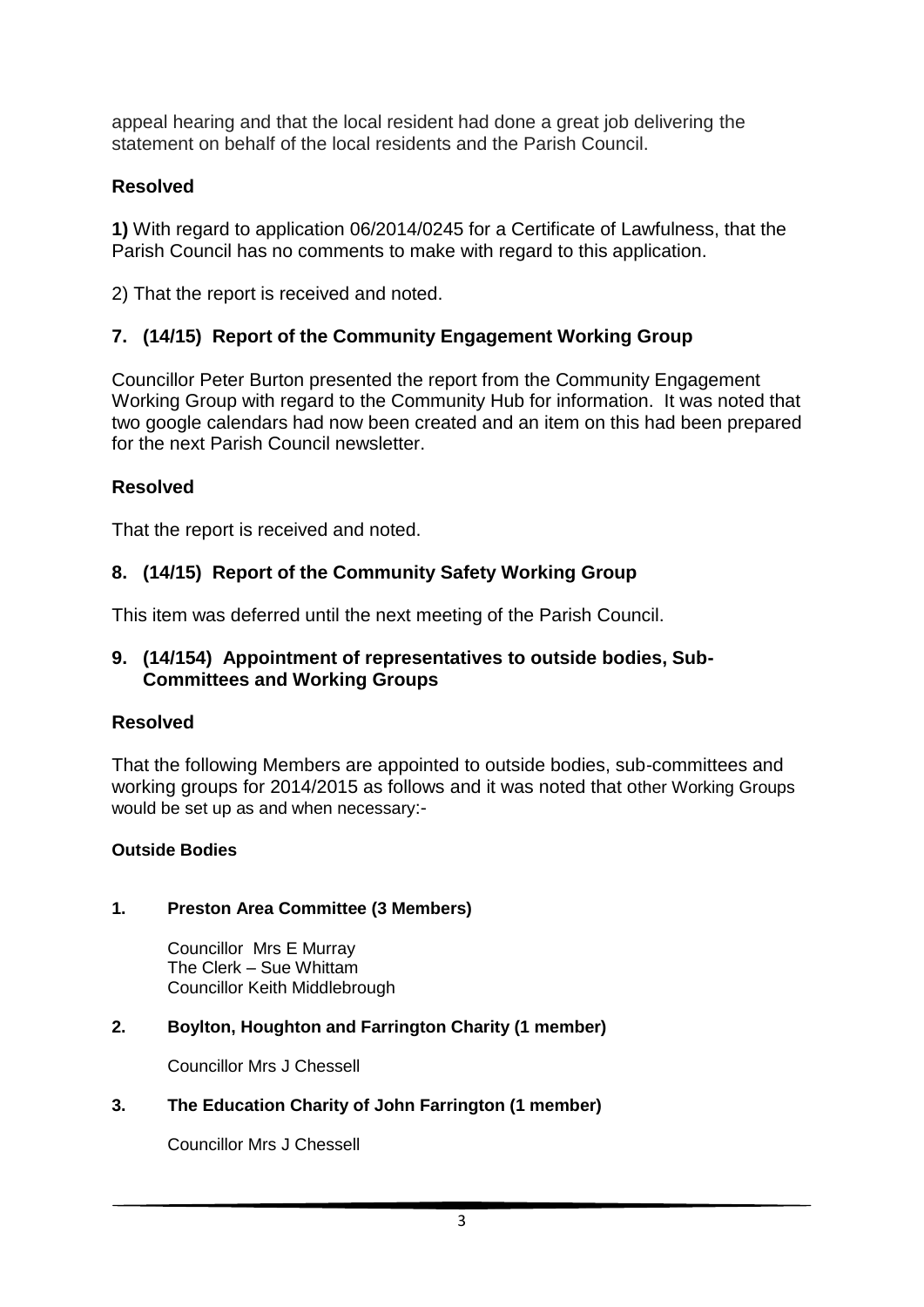appeal hearing and that the local resident had done a great job delivering the statement on behalf of the local residents and the Parish Council.

## Resolved

**1)** With regard to application 06/2014/0245 for a Certificate of Lawfulness, that the Parish Council has no comments to make with regard to this application.

2) That the report is received and noted.

## 7. (14/15) Report of the Community Engagement Working Group

Councillor Peter Burton presented the report from the Community Engagement Working Group with regard to the Community Hub for information. It was noted that two google calendars had now been created and an item on this had been prepared for the next Parish Council newsletter.

## Resolved

That the report is received and noted.

## 8. (14/15) Report of the Community Safety Working Group

This item was deferred until the next meeting of the Parish Council.

## 9. (14/154) Appointment of representatives to outside bodies, Sub-Committees and Working Groups

## Resolved

That the following Members are appointed to outside bodies, sub-committees and working groups for 2014/2015 as follows and it was noted that other Working Groups would be set up as and when necessary:-

**Outside Bodies**

**1. Preston Area Committee (3 Members)**

Councillor Mrs E Murray
The Clerk – Sue Whittam
Councillor Keith Middlebrough

**2. Boylton, Houghton and Farrington Charity (1 member)**

Councillor Mrs J Chessell

**3. The Education Charity of John Farrington (1 member)**

Councillor Mrs J Chessell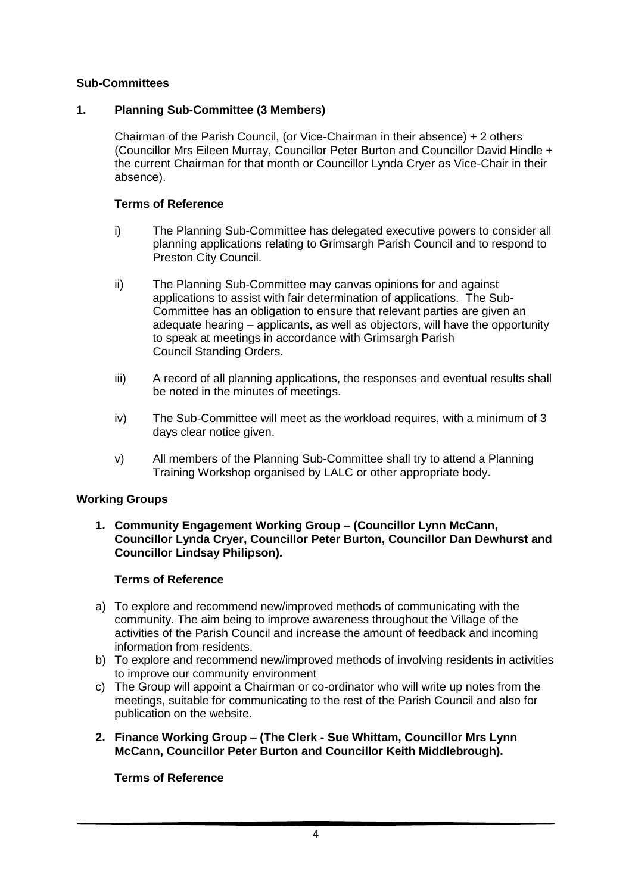**Sub-Committees**

**1. Planning Sub-Committee (3 Members)**

Chairman of the Parish Council, (or Vice-Chairman in their absence) + 2 others (Councillor Mrs Eileen Murray, Councillor Peter Burton and Councillor David Hindle + the current Chairman for that month or Councillor Lynda Cryer as Vice-Chair in their absence).

**Terms of Reference**

i) The Planning Sub-Committee has delegated executive powers to consider all planning applications relating to Grimsargh Parish Council and to respond to Preston City Council.

ii) The Planning Sub-Committee may canvas opinions for and against applications to assist with fair determination of applications. The Sub-Committee has an obligation to ensure that relevant parties are given an adequate hearing – applicants, as well as objectors, will have the opportunity to speak at meetings in accordance with Grimsargh Parish Council Standing Orders.

iii) A record of all planning applications, the responses and eventual results shall be noted in the minutes of meetings.

iv) The Sub-Committee will meet as the workload requires, with a minimum of 3 days clear notice given.

v) All members of the Planning Sub-Committee shall try to attend a Planning Training Workshop organised by LALC or other appropriate body.

**Working Groups**

**1. Community Engagement Working Group – (Councillor Lynn McCann, Councillor Lynda Cryer, Councillor Peter Burton, Councillor Dan Dewhurst and Councillor Lindsay Philipson).**

**Terms of Reference**

a) To explore and recommend new/improved methods of communicating with the community. The aim being to improve awareness throughout the Village of the activities of the Parish Council and increase the amount of feedback and incoming information from residents.
b) To explore and recommend new/improved methods of involving residents in activities to improve our community environment
c) The Group will appoint a Chairman or co-ordinator who will write up notes from the meetings, suitable for communicating to the rest of the Parish Council and also for publication on the website.

**2. Finance Working Group – (The Clerk - Sue Whittam, Councillor Mrs Lynn McCann, Councillor Peter Burton and Councillor Keith Middlebrough).**

**Terms of Reference**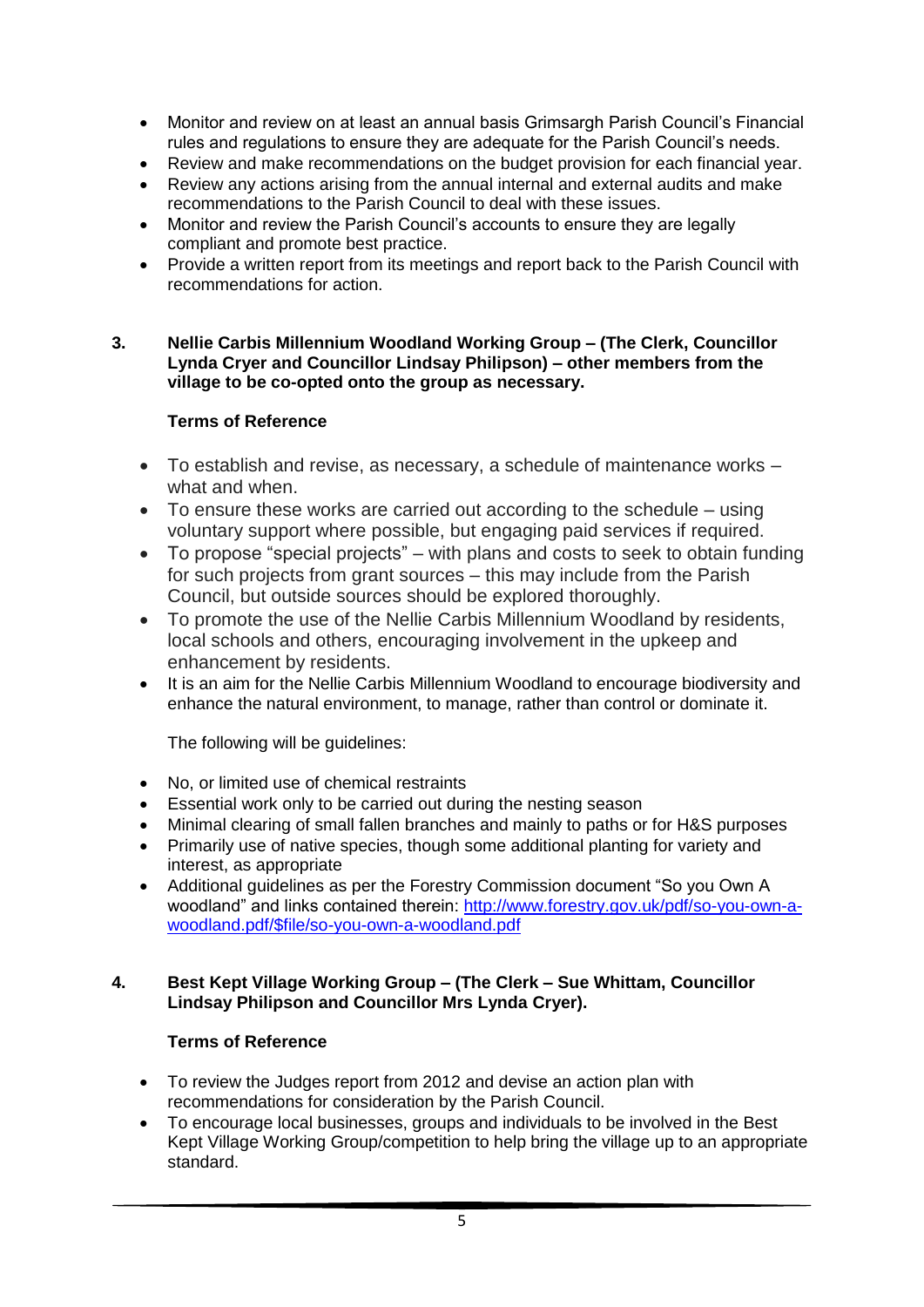- Monitor and review on at least an annual basis Grimsargh Parish Council's Financial rules and regulations to ensure they are adequate for the Parish Council's needs.
- Review and make recommendations on the budget provision for each financial year.
- Review any actions arising from the annual internal and external audits and make recommendations to the Parish Council to deal with these issues.
- Monitor and review the Parish Council's accounts to ensure they are legally compliant and promote best practice.
- Provide a written report from its meetings and report back to the Parish Council with recommendations for action.

**3. Nellie Carbis Millennium Woodland Working Group – (The Clerk, Councillor Lynda Cryer and Councillor Lindsay Philipson) – other members from the village to be co-opted onto the group as necessary.**

**Terms of Reference**

- To establish and revise, as necessary, a schedule of maintenance works – what and when.
- To ensure these works are carried out according to the schedule – using voluntary support where possible, but engaging paid services if required.
- To propose "special projects" – with plans and costs to seek to obtain funding for such projects from grant sources – this may include from the Parish Council, but outside sources should be explored thoroughly.
- To promote the use of the Nellie Carbis Millennium Woodland by residents, local schools and others, encouraging involvement in the upkeep and enhancement by residents.
- It is an aim for the Nellie Carbis Millennium Woodland to encourage biodiversity and enhance the natural environment, to manage, rather than control or dominate it.

The following will be guidelines:

- No, or limited use of chemical restraints
- Essential work only to be carried out during the nesting season
- Minimal clearing of small fallen branches and mainly to paths or for H&S purposes
- Primarily use of native species, though some additional planting for variety and interest, as appropriate
- Additional guidelines as per the Forestry Commission document "So you Own A woodland" and links contained therein: [http://www.forestry.gov.uk/pdf/so-you-own-a-woodland.pdf/$file/so-you-own-a-woodland.pdf](http://www.forestry.gov.uk/pdf/so-you-own-a-woodland.pdf/$file/so-you-own-a-woodland.pdf)

**4. Best Kept Village Working Group – (The Clerk – Sue Whittam, Councillor Lindsay Philipson and Councillor Mrs Lynda Cryer).**

**Terms of Reference**

- To review the Judges report from 2012 and devise an action plan with recommendations for consideration by the Parish Council.
- To encourage local businesses, groups and individuals to be involved in the Best Kept Village Working Group/competition to help bring the village up to an appropriate standard.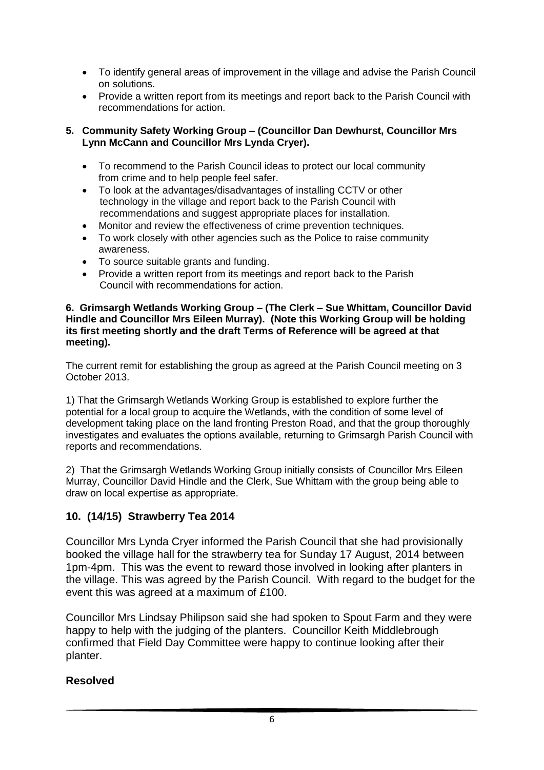- To identify general areas of improvement in the village and advise the Parish Council on solutions.
- Provide a written report from its meetings and report back to the Parish Council with recommendations for action.

**5. Community Safety Working Group – (Councillor Dan Dewhurst, Councillor Mrs Lynn McCann and Councillor Mrs Lynda Cryer).**

- To recommend to the Parish Council ideas to protect our local community from crime and to help people feel safer.
- To look at the advantages/disadvantages of installing CCTV or other technology in the village and report back to the Parish Council with recommendations and suggest appropriate places for installation.
- Monitor and review the effectiveness of crime prevention techniques.
- To work closely with other agencies such as the Police to raise community awareness.
- To source suitable grants and funding.
- Provide a written report from its meetings and report back to the Parish Council with recommendations for action.

**6. Grimsargh Wetlands Working Group – (The Clerk – Sue Whittam, Councillor David Hindle and Councillor Mrs Eileen Murray). (Note this Working Group will be holding its first meeting shortly and the draft Terms of Reference will be agreed at that meeting).**

The current remit for establishing the group as agreed at the Parish Council meeting on 3 October 2013.

1) That the Grimsargh Wetlands Working Group is established to explore further the potential for a local group to acquire the Wetlands, with the condition of some level of development taking place on the land fronting Preston Road, and that the group thoroughly investigates and evaluates the options available, returning to Grimsargh Parish Council with reports and recommendations.

2) That the Grimsargh Wetlands Working Group initially consists of Councillor Mrs Eileen Murray, Councillor David Hindle and the Clerk, Sue Whittam with the group being able to draw on local expertise as appropriate.

## 10. (14/15) Strawberry Tea 2014

Councillor Mrs Lynda Cryer informed the Parish Council that she had provisionally booked the village hall for the strawberry tea for Sunday 17 August, 2014 between 1pm-4pm. This was the event to reward those involved in looking after planters in the village. This was agreed by the Parish Council. With regard to the budget for the event this was agreed at a maximum of £100.

Councillor Mrs Lindsay Philipson said she had spoken to Spout Farm and they were happy to help with the judging of the planters. Councillor Keith Middlebrough confirmed that Field Day Committee were happy to continue looking after their planter.

**Resolved**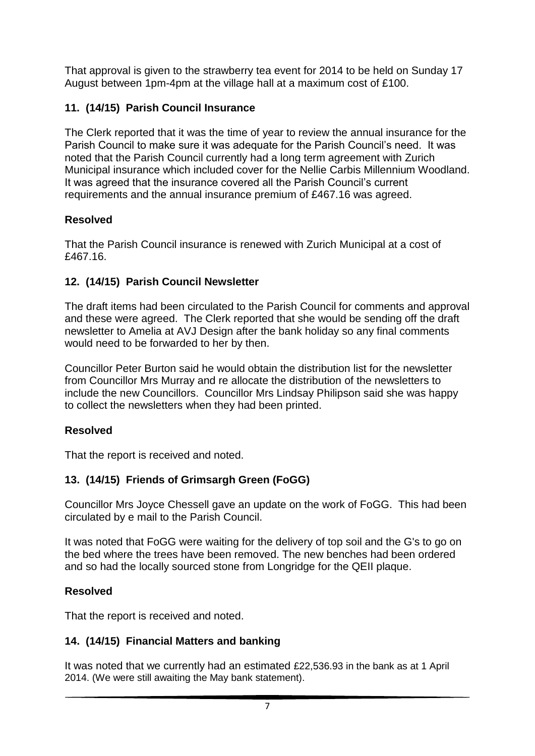That approval is given to the strawberry tea event for 2014 to be held on Sunday 17 August between 1pm-4pm at the village hall at a maximum cost of £100.

### 11. (14/15) Parish Council Insurance

The Clerk reported that it was the time of year to review the annual insurance for the Parish Council to make sure it was adequate for the Parish Council's need. It was noted that the Parish Council currently had a long term agreement with Zurich Municipal insurance which included cover for the Nellie Carbis Millennium Woodland. It was agreed that the insurance covered all the Parish Council's current requirements and the annual insurance premium of £467.16 was agreed.

**Resolved**

That the Parish Council insurance is renewed with Zurich Municipal at a cost of £467.16.

### 12. (14/15) Parish Council Newsletter

The draft items had been circulated to the Parish Council for comments and approval and these were agreed. The Clerk reported that she would be sending off the draft newsletter to Amelia at AVJ Design after the bank holiday so any final comments would need to be forwarded to her by then.

Councillor Peter Burton said he would obtain the distribution list for the newsletter from Councillor Mrs Murray and re allocate the distribution of the newsletters to include the new Councillors. Councillor Mrs Lindsay Philipson said she was happy to collect the newsletters when they had been printed.

**Resolved**

That the report is received and noted.

### 13. (14/15) Friends of Grimsargh Green (FoGG)

Councillor Mrs Joyce Chessell gave an update on the work of FoGG. This had been circulated by e mail to the Parish Council.

It was noted that FoGG were waiting for the delivery of top soil and the G's to go on the bed where the trees have been removed. The new benches had been ordered and so had the locally sourced stone from Longridge for the QEII plaque.

**Resolved**

That the report is received and noted.

### 14. (14/15) Financial Matters and banking

It was noted that we currently had an estimated £22,536.93 in the bank as at 1 April 2014. (We were still awaiting the May bank statement).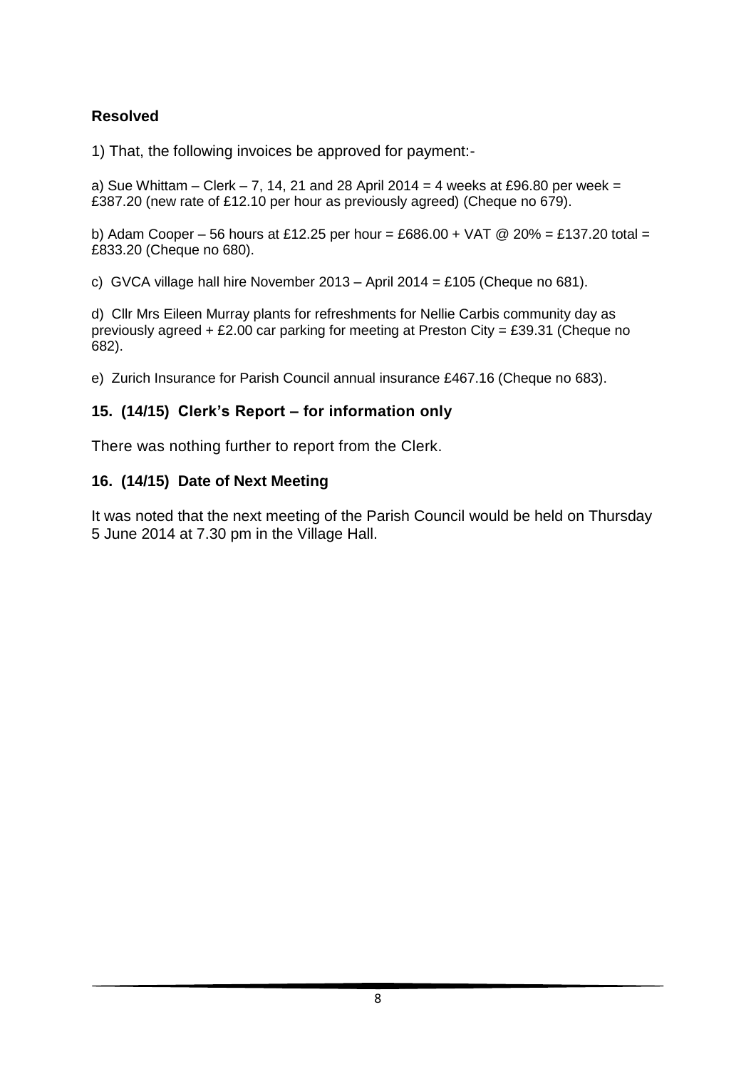**Resolved**

1) That, the following invoices be approved for payment:-

a) Sue Whittam – Clerk – 7, 14, 21 and 28 April 2014 = 4 weeks at £96.80 per week = £387.20 (new rate of £12.10 per hour as previously agreed) (Cheque no 679).

b) Adam Cooper – 56 hours at £12.25 per hour = £686.00 + VAT @ 20% = £137.20 total = £833.20 (Cheque no 680).

c) GVCA village hall hire November 2013 – April 2014 = £105 (Cheque no 681).

d) Cllr Mrs Eileen Murray plants for refreshments for Nellie Carbis community day as previously agreed + £2.00 car parking for meeting at Preston City = £39.31 (Cheque no 682).

e) Zurich Insurance for Parish Council annual insurance £467.16 (Cheque no 683).

### 15. (14/15) Clerk's Report – for information only

There was nothing further to report from the Clerk.

### 16. (14/15) Date of Next Meeting

It was noted that the next meeting of the Parish Council would be held on Thursday 5 June 2014 at 7.30 pm in the Village Hall.